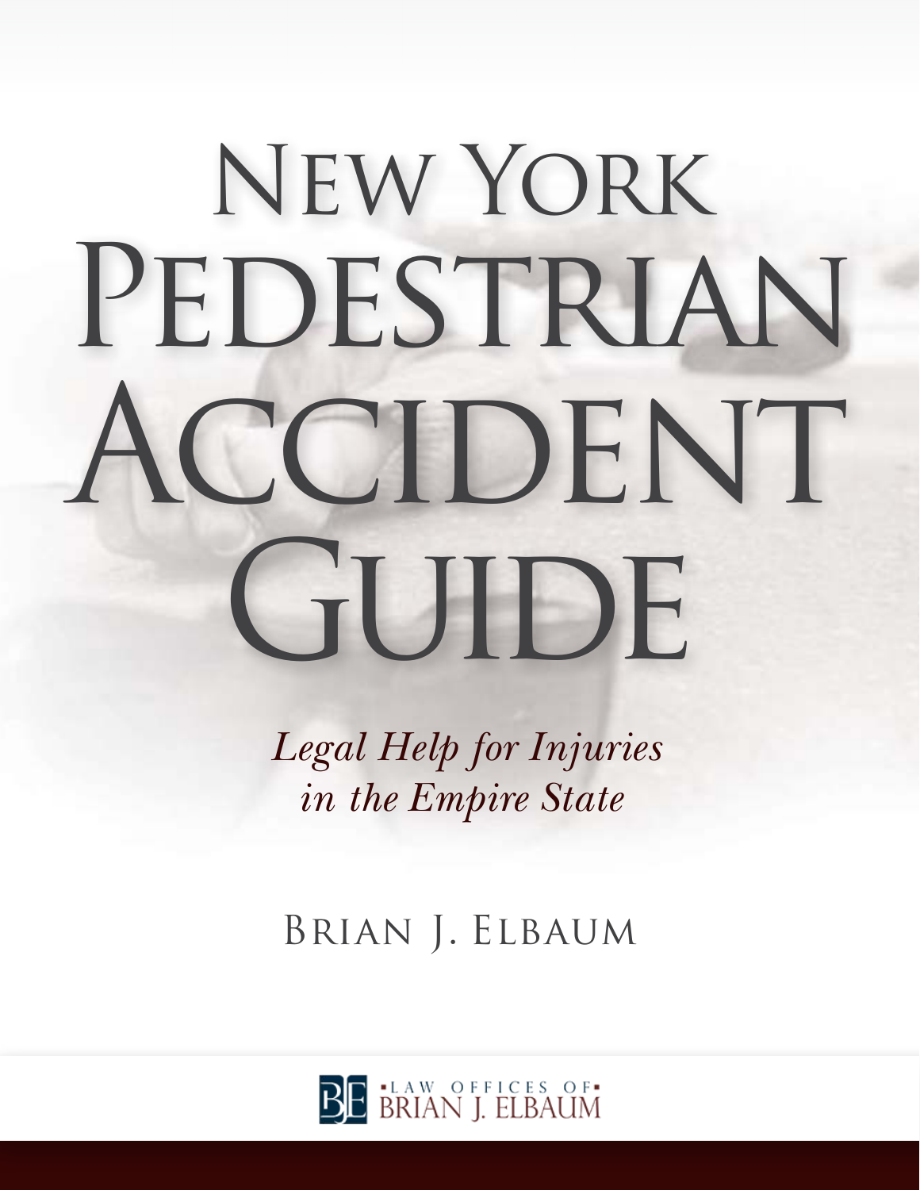# New York Pedestrian Accident Guide

*Legal Help for Injuries in the Empire State*

Brian J. Elbaum

Law Offices of Brian J. Elbaum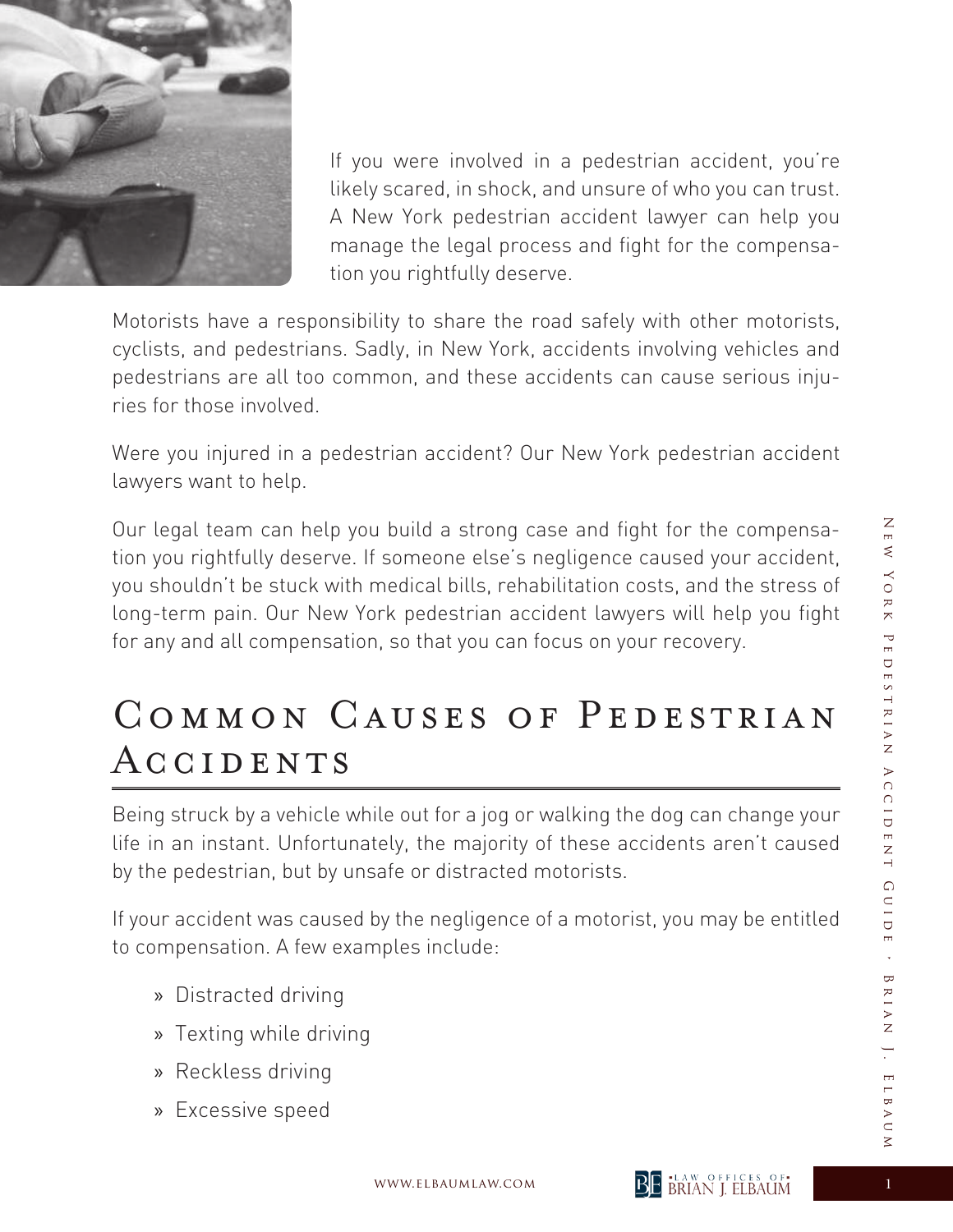If you were involved in a pedestrian accident, you're likely scared, in shock, and unsure of who you can trust. A New York pedestrian accident lawyer can help you manage the legal process and fight for the compensation you rightfully deserve.

Motorists have a responsibility to share the road safely with other motorists, cyclists, and pedestrians. Sadly, in New York, accidents involving vehicles and pedestrians are all too common, and these accidents can cause serious injuries for those involved.

Were you injured in a pedestrian accident? Our New York pedestrian accident lawyers want to help.

Our legal team can help you build a strong case and fight for the compensation you rightfully deserve. If someone else's negligence caused your accident, you shouldn't be stuck with medical bills, rehabilitation costs, and the stress of long-term pain. Our New York pedestrian accident lawyers will help you fight for any and all compensation, so that you can focus on your recovery.

# Common Causes of Pedestrian Accidents

Being struck by a vehicle while out for a jog or walking the dog can change your life in an instant. Unfortunately, the majority of these accidents aren't caused by the pedestrian, but by unsafe or distracted motorists.

If your accident was caused by the negligence of a motorist, you may be entitled to compensation. A few examples include:

- Distracted driving
- Texting while driving
- Reckless driving
- Excessive speed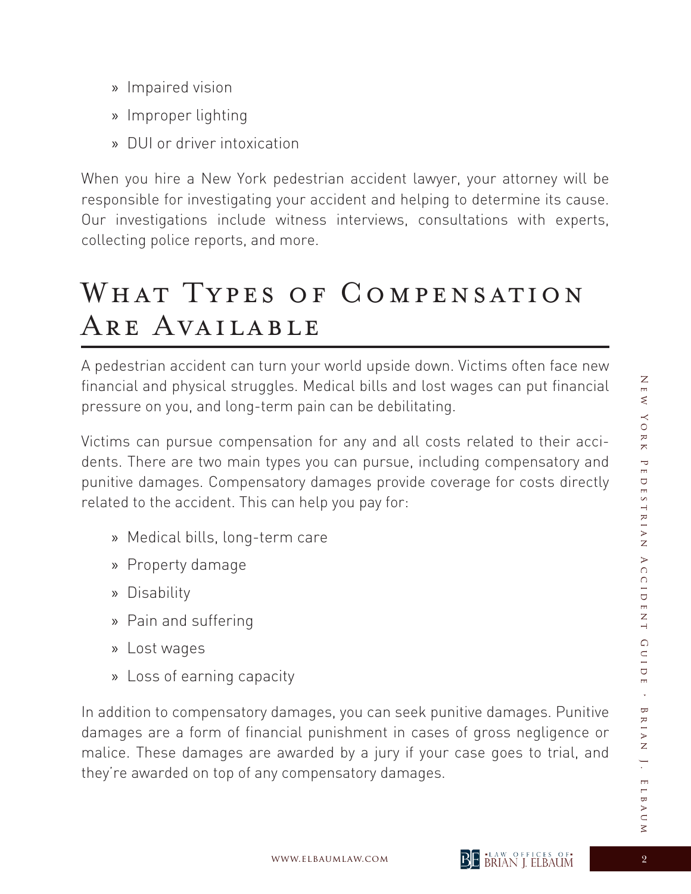- Impaired vision
- Improper lighting
- DUI or driver intoxication

When you hire a New York pedestrian accident lawyer, your attorney will be responsible for investigating your accident and helping to determine its cause. Our investigations include witness interviews, consultations with experts, collecting police reports, and more.

## What Types of Compensation Are Available

A pedestrian accident can turn your world upside down. Victims often face new financial and physical struggles. Medical bills and lost wages can put financial pressure on you, and long-term pain can be debilitating.

Victims can pursue compensation for any and all costs related to their accidents. There are two main types you can pursue, including compensatory and punitive damages. Compensatory damages provide coverage for costs directly related to the accident. This can help you pay for:

- Medical bills, long-term care
- Property damage
- Disability
- Pain and suffering
- Lost wages
- Loss of earning capacity

In addition to compensatory damages, you can seek punitive damages. Punitive damages are a form of financial punishment in cases of gross negligence or malice. These damages are awarded by a jury if your case goes to trial, and they're awarded on top of any compensatory damages.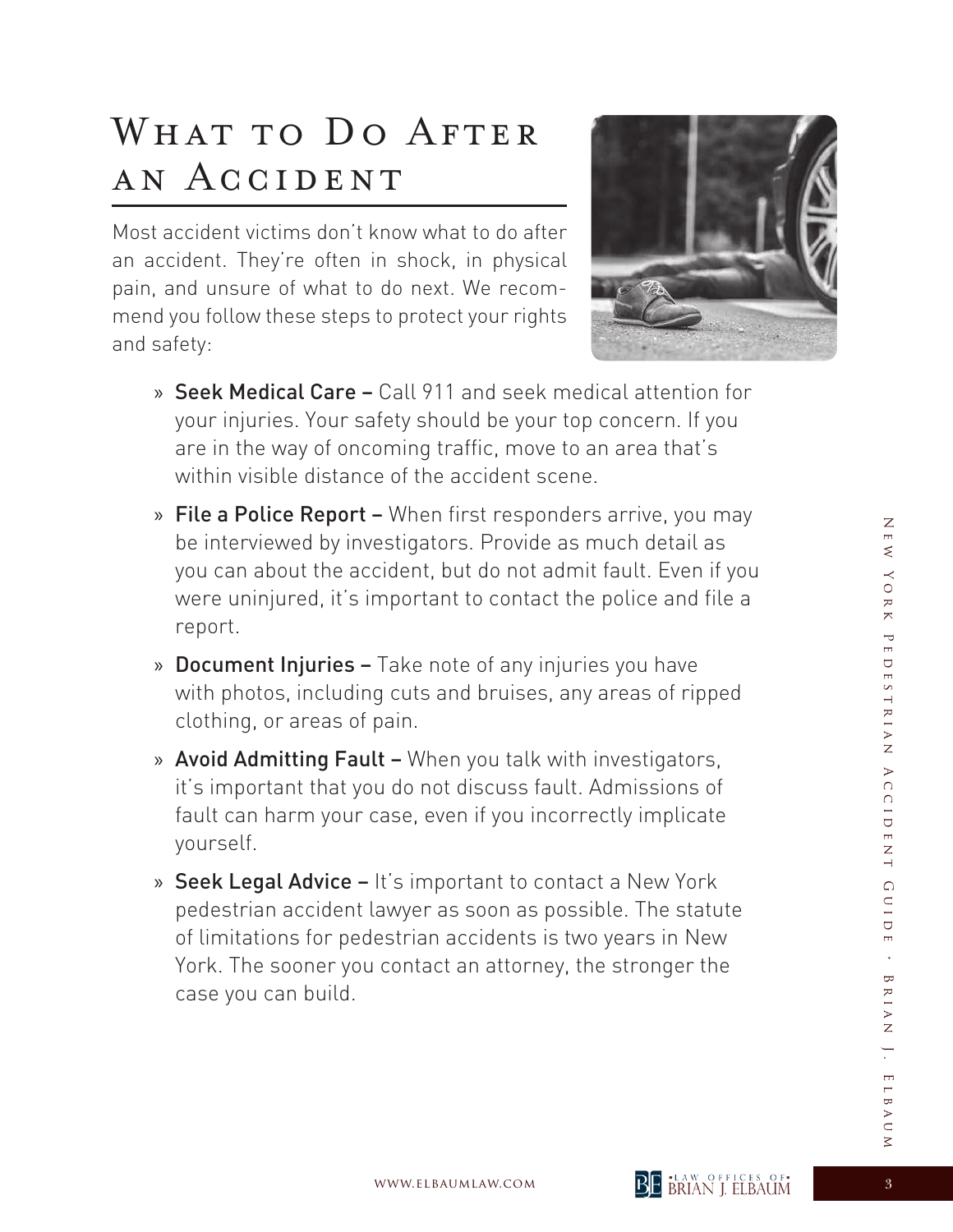# What to Do After an Accident

Most accident victims don't know what to do after an accident. They're often in shock, in physical pain, and unsure of what to do next. We recommend you follow these steps to protect your rights and safety:

- **Seek Medical Care –** Call 911 and seek medical attention for your injuries. Your safety should be your top concern. If you are in the way of oncoming traffic, move to an area that's within visible distance of the accident scene.
- **File a Police Report –** When first responders arrive, you may be interviewed by investigators. Provide as much detail as you can about the accident, but do not admit fault. Even if you were uninjured, it's important to contact the police and file a report.
- **Document Injuries –** Take note of any injuries you have with photos, including cuts and bruises, any areas of ripped clothing, or areas of pain.
- **Avoid Admitting Fault –** When you talk with investigators, it's important that you do not discuss fault. Admissions of fault can harm your case, even if you incorrectly implicate yourself.
- **Seek Legal Advice –** It's important to contact a New York pedestrian accident lawyer as soon as possible. The statute of limitations for pedestrian accidents is two years in New York. The sooner you contact an attorney, the stronger the case you can build.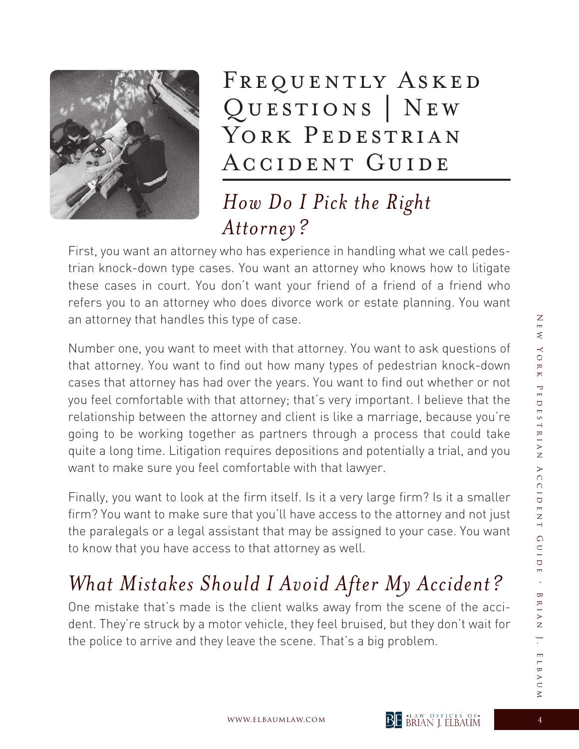# Frequently Asked Questions | New York Pedestrian Accident Guide

## *How Do I Pick the Right Attorney?*

First, you want an attorney who has experience in handling what we call pedestrian knock-down type cases. You want an attorney who knows how to litigate these cases in court. You don't want your friend of a friend of a friend who refers you to an attorney who does divorce work or estate planning. You want an attorney that handles this type of case.

Number one, you want to meet with that attorney. You want to ask questions of that attorney. You want to find out how many types of pedestrian knock-down cases that attorney has had over the years. You want to find out whether or not you feel comfortable with that attorney; that's very important. I believe that the relationship between the attorney and client is like a marriage, because you're going to be working together as partners through a process that could take quite a long time. Litigation requires depositions and potentially a trial, and you want to make sure you feel comfortable with that lawyer.

Finally, you want to look at the firm itself. Is it a very large firm? Is it a smaller firm? You want to make sure that you'll have access to the attorney and not just the paralegals or a legal assistant that may be assigned to your case. You want to know that you have access to that attorney as well.

## *What Mistakes Should I Avoid After My Accident?*

One mistake that's made is the client walks away from the scene of the accident. They're struck by a motor vehicle, they feel bruised, but they don't wait for the police to arrive and they leave the scene. That's a big problem.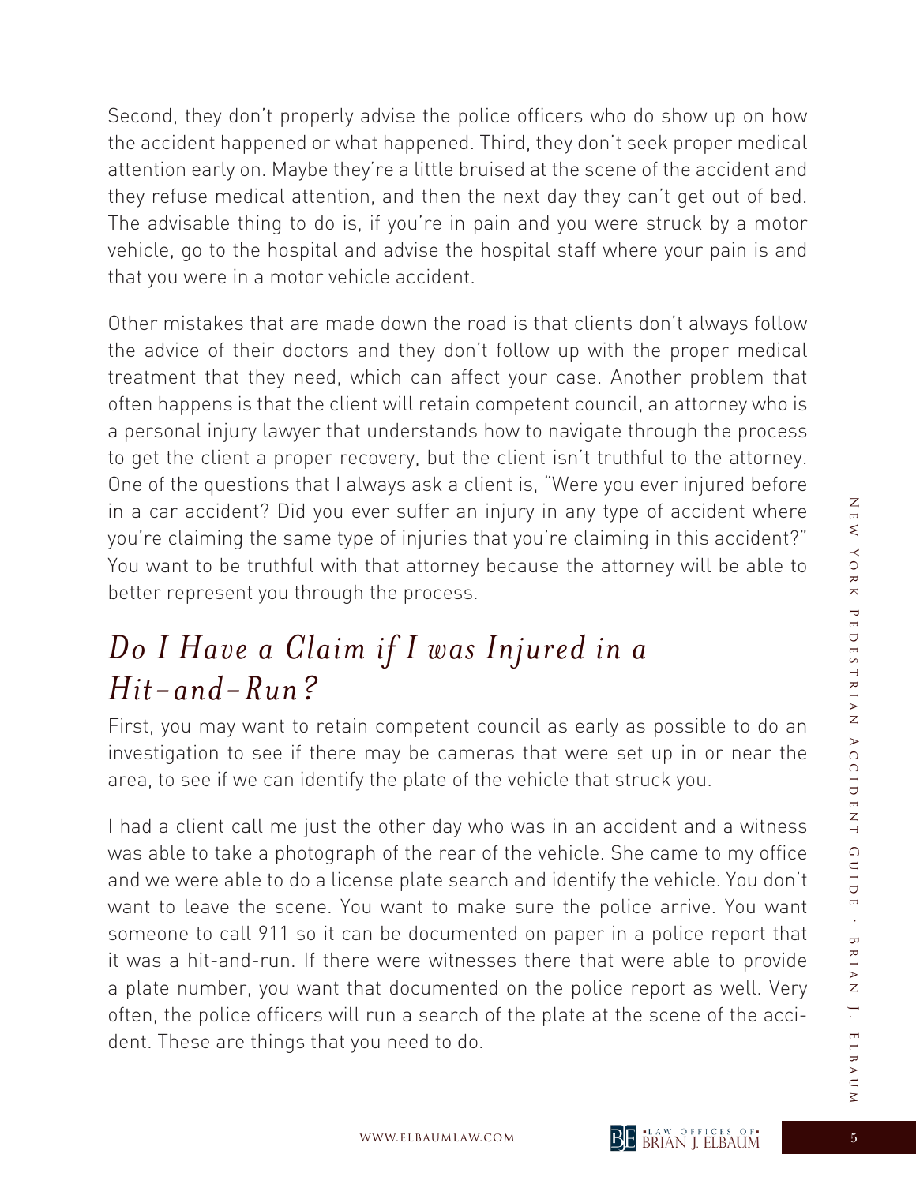Second, they don't properly advise the police officers who do show up on how the accident happened or what happened. Third, they don't seek proper medical attention early on. Maybe they're a little bruised at the scene of the accident and they refuse medical attention, and then the next day they can't get out of bed. The advisable thing to do is, if you're in pain and you were struck by a motor vehicle, go to the hospital and advise the hospital staff where your pain is and that you were in a motor vehicle accident.

Other mistakes that are made down the road is that clients don't always follow the advice of their doctors and they don't follow up with the proper medical treatment that they need, which can affect your case. Another problem that often happens is that the client will retain competent council, an attorney who is a personal injury lawyer that understands how to navigate through the process to get the client a proper recovery, but the client isn't truthful to the attorney. One of the questions that I always ask a client is, "Were you ever injured before in a car accident? Did you ever suffer an injury in any type of accident where you're claiming the same type of injuries that you're claiming in this accident?" You want to be truthful with that attorney because the attorney will be able to better represent you through the process.

## *Do I Have a Claim if I was Injured in a Hit-and-Run?*

First, you may want to retain competent council as early as possible to do an investigation to see if there may be cameras that were set up in or near the area, to see if we can identify the plate of the vehicle that struck you.

I had a client call me just the other day who was in an accident and a witness was able to take a photograph of the rear of the vehicle. She came to my office and we were able to do a license plate search and identify the vehicle. You don't want to leave the scene. You want to make sure the police arrive. You want someone to call 911 so it can be documented on paper in a police report that it was a hit-and-run. If there were witnesses there that were able to provide a plate number, you want that documented on the police report as well. Very often, the police officers will run a search of the plate at the scene of the accident. These are things that you need to do.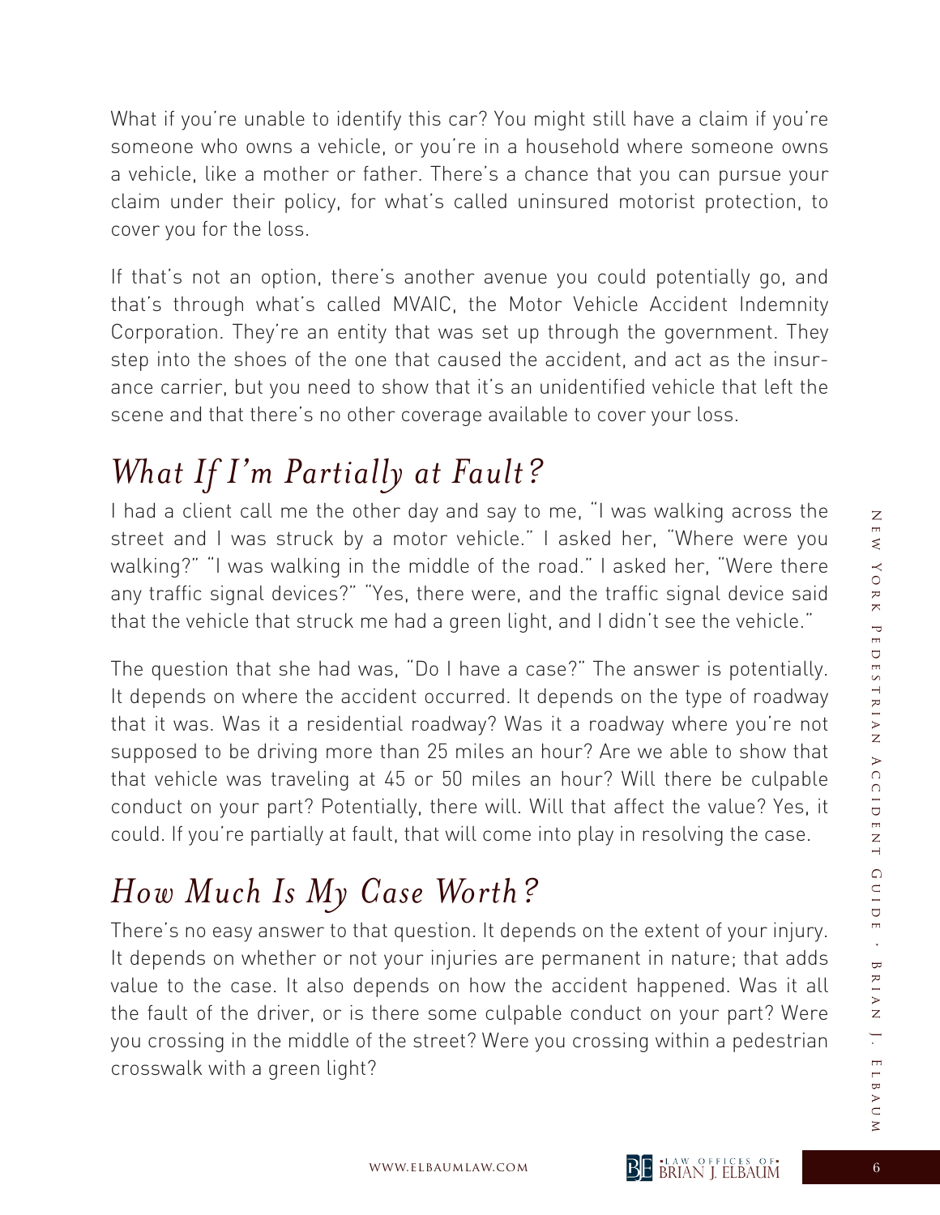What if you're unable to identify this car? You might still have a claim if you're someone who owns a vehicle, or you're in a household where someone owns a vehicle, like a mother or father. There's a chance that you can pursue your claim under their policy, for what's called uninsured motorist protection, to cover you for the loss.

If that's not an option, there's another avenue you could potentially go, and that's through what's called MVAIC, the Motor Vehicle Accident Indemnity Corporation. They're an entity that was set up through the government. They step into the shoes of the one that caused the accident, and act as the insurance carrier, but you need to show that it's an unidentified vehicle that left the scene and that there's no other coverage available to cover your loss.

## *What If I'm Partially at Fault?*

I had a client call me the other day and say to me, "I was walking across the street and I was struck by a motor vehicle." I asked her, "Where were you walking?" "I was walking in the middle of the road." I asked her, "Were there any traffic signal devices?" "Yes, there were, and the traffic signal device said that the vehicle that struck me had a green light, and I didn't see the vehicle."

The question that she had was, "Do I have a case?" The answer is potentially. It depends on where the accident occurred. It depends on the type of roadway that it was. Was it a residential roadway? Was it a roadway where you're not supposed to be driving more than 25 miles an hour? Are we able to show that that vehicle was traveling at 45 or 50 miles an hour? Will there be culpable conduct on your part? Potentially, there will. Will that affect the value? Yes, it could. If you're partially at fault, that will come into play in resolving the case.

## *How Much Is My Case Worth?*

There's no easy answer to that question. It depends on the extent of your injury. It depends on whether or not your injuries are permanent in nature; that adds value to the case. It also depends on how the accident happened. Was it all the fault of the driver, or is there some culpable conduct on your part? Were you crossing in the middle of the street? Were you crossing within a pedestrian crosswalk with a green light?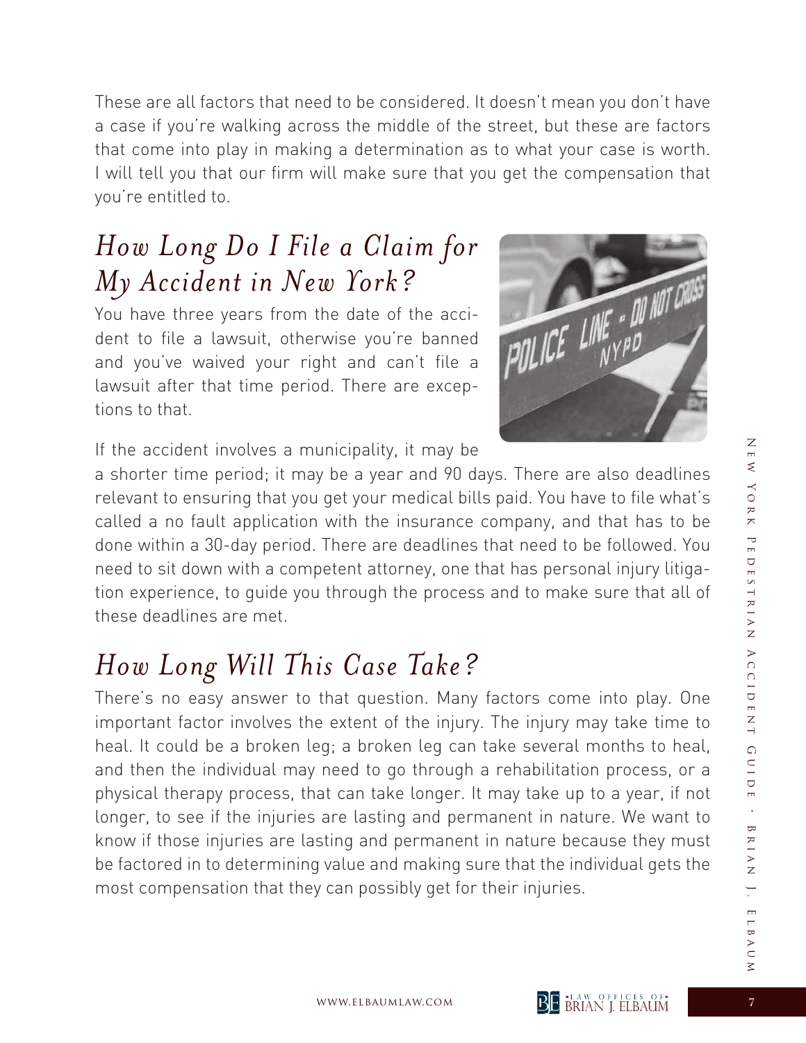These are all factors that need to be considered. It doesn't mean you don't have a case if you're walking across the middle of the street, but these are factors that come into play in making a determination as to what your case is worth. I will tell you that our firm will make sure that you get the compensation that you're entitled to.

## *How Long Do I File a Claim for My Accident in New York?*

You have three years from the date of the accident to file a lawsuit, otherwise you're banned and you've waived your right and can't file a lawsuit after that time period. There are exceptions to that.

If the accident involves a municipality, it may be a shorter time period; it may be a year and 90 days. There are also deadlines relevant to ensuring that you get your medical bills paid. You have to file what's called a no fault application with the insurance company, and that has to be done within a 30-day period. There are deadlines that need to be followed. You need to sit down with a competent attorney, one that has personal injury litigation experience, to guide you through the process and to make sure that all of these deadlines are met.

## *How Long Will This Case Take?*

There's no easy answer to that question. Many factors come into play. One important factor involves the extent of the injury. The injury may take time to heal. It could be a broken leg; a broken leg can take several months to heal, and then the individual may need to go through a rehabilitation process, or a physical therapy process, that can take longer. It may take up to a year, if not longer, to see if the injuries are lasting and permanent in nature. We want to know if those injuries are lasting and permanent in nature because they must be factored in to determining value and making sure that the individual gets the most compensation that they can possibly get for their injuries.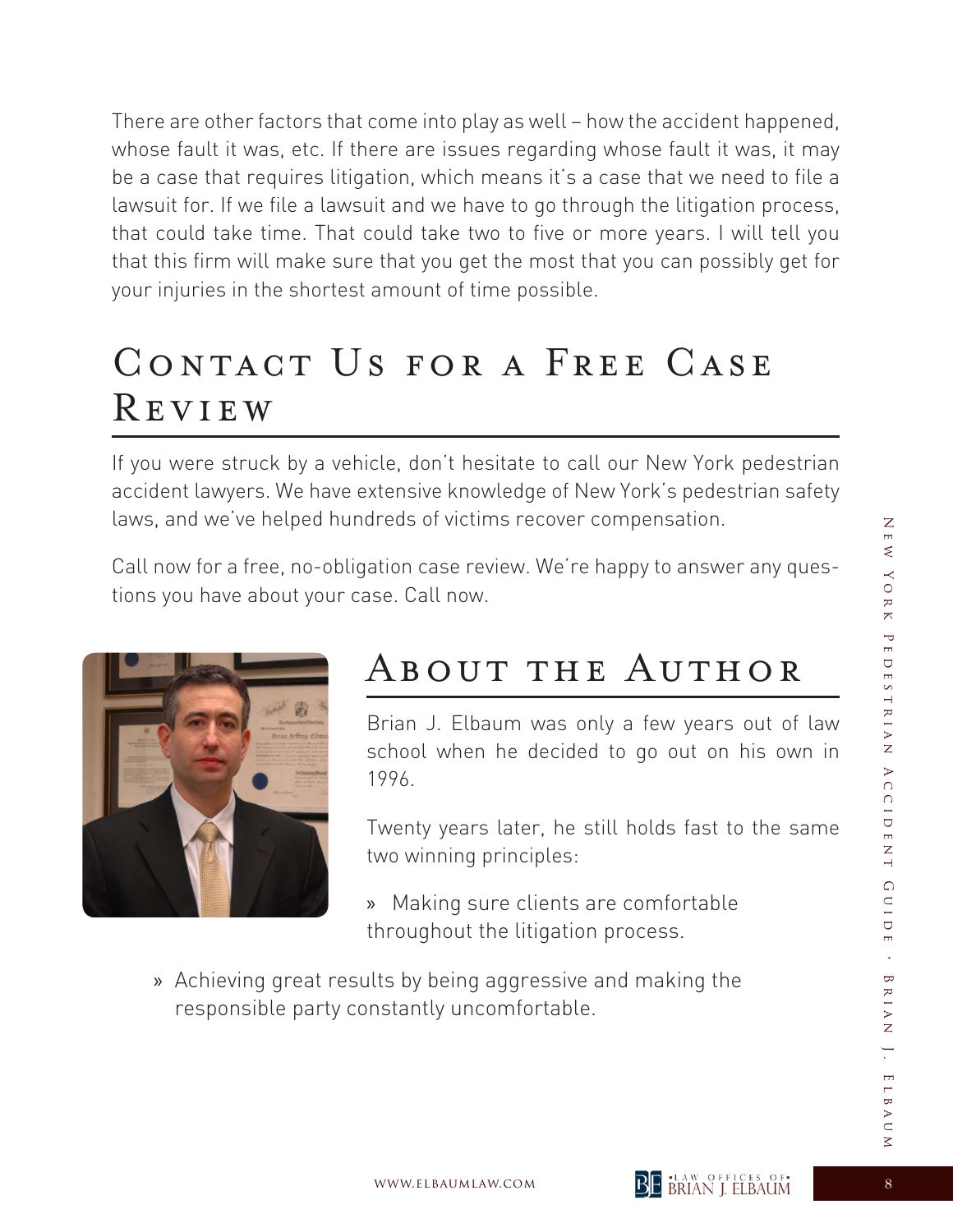There are other factors that come into play as well – how the accident happened, whose fault it was, etc. If there are issues regarding whose fault it was, it may be a case that requires litigation, which means it's a case that we need to file a lawsuit for. If we file a lawsuit and we have to go through the litigation process, that could take time. That could take two to five or more years. I will tell you that this firm will make sure that you get the most that you can possibly get for your injuries in the shortest amount of time possible.

## Contact Us for a Free Case Review

If you were struck by a vehicle, don't hesitate to call our New York pedestrian accident lawyers. We have extensive knowledge of New York's pedestrian safety laws, and we've helped hundreds of victims recover compensation.

Call now for a free, no-obligation case review. We're happy to answer any questions you have about your case. Call now.

## About the Author

Brian J. Elbaum was only a few years out of law school when he decided to go out on his own in 1996.

Twenty years later, he still holds fast to the same two winning principles:

» Making sure clients are comfortable throughout the litigation process.

» Achieving great results by being aggressive and making the responsible party constantly uncomfortable.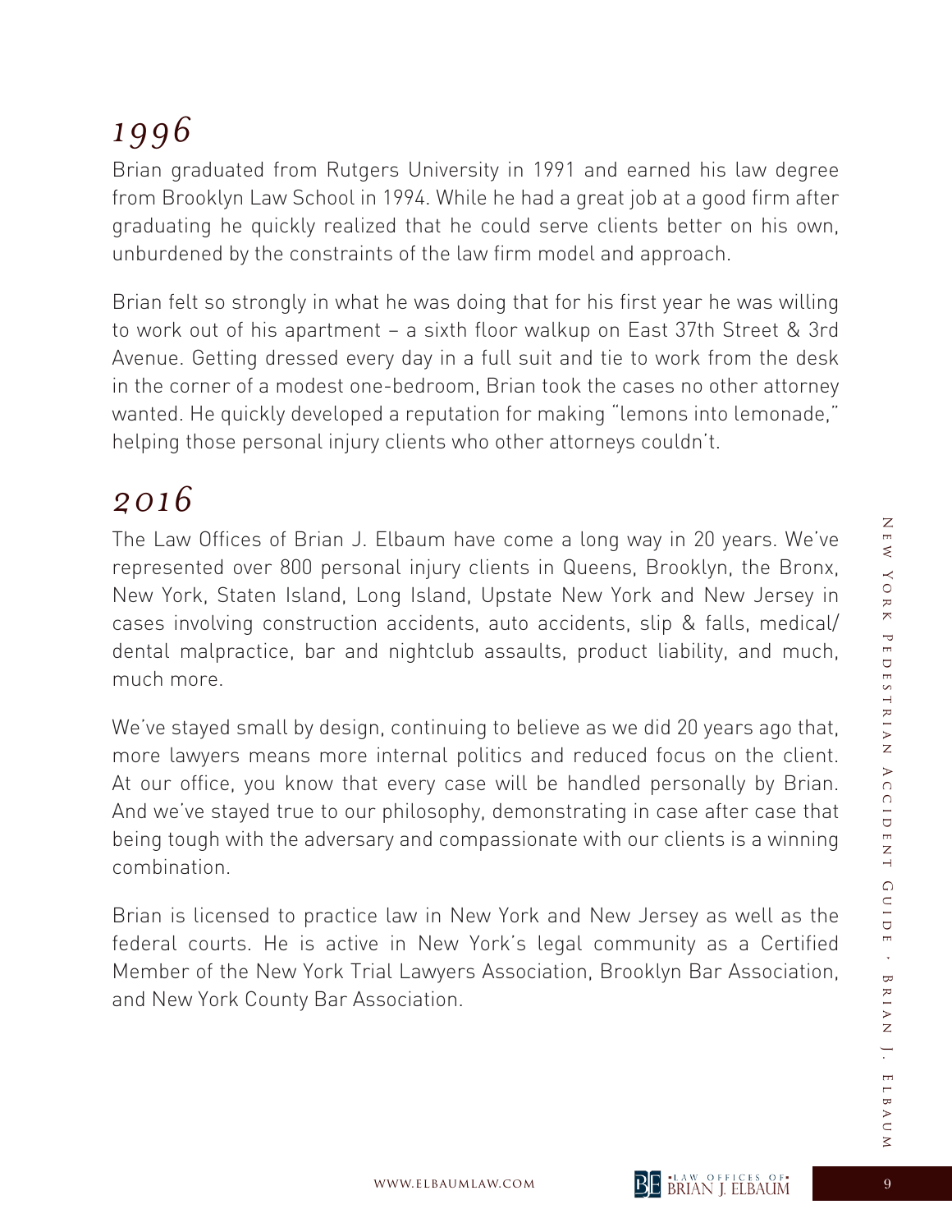## *1996*

Brian graduated from Rutgers University in 1991 and earned his law degree from Brooklyn Law School in 1994. While he had a great job at a good firm after graduating he quickly realized that he could serve clients better on his own, unburdened by the constraints of the law firm model and approach.

Brian felt so strongly in what he was doing that for his first year he was willing to work out of his apartment – a sixth floor walkup on East 37th Street & 3rd Avenue. Getting dressed every day in a full suit and tie to work from the desk in the corner of a modest one-bedroom, Brian took the cases no other attorney wanted. He quickly developed a reputation for making "lemons into lemonade," helping those personal injury clients who other attorneys couldn't.

## *2016*

The Law Offices of Brian J. Elbaum have come a long way in 20 years. We've represented over 800 personal injury clients in Queens, Brooklyn, the Bronx, New York, Staten Island, Long Island, Upstate New York and New Jersey in cases involving construction accidents, auto accidents, slip & falls, medical/dental malpractice, bar and nightclub assaults, product liability, and much, much more.

We've stayed small by design, continuing to believe as we did 20 years ago that, more lawyers means more internal politics and reduced focus on the client. At our office, you know that every case will be handled personally by Brian. And we've stayed true to our philosophy, demonstrating in case after case that being tough with the adversary and compassionate with our clients is a winning combination.

Brian is licensed to practice law in New York and New Jersey as well as the federal courts. He is active in New York's legal community as a Certified Member of the New York Trial Lawyers Association, Brooklyn Bar Association, and New York County Bar Association.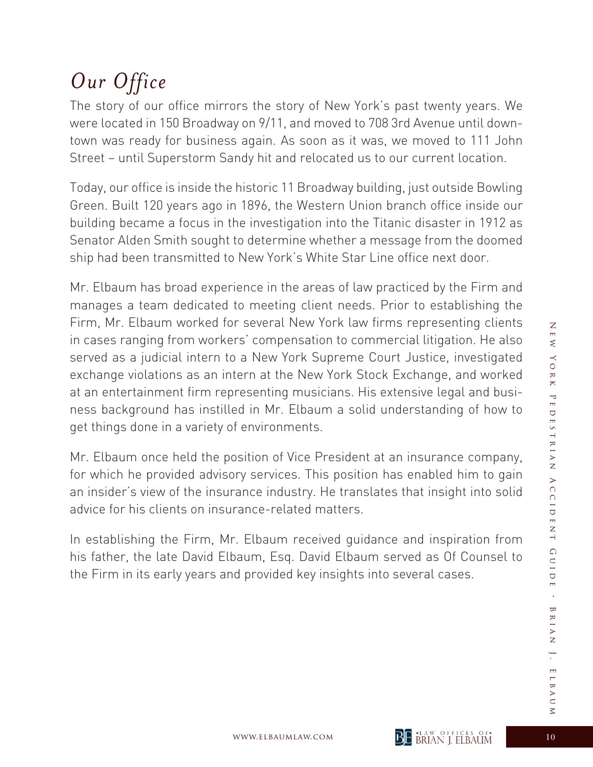# *Our Office*

The story of our office mirrors the story of New York's past twenty years. We were located in 150 Broadway on 9/11, and moved to 708 3rd Avenue until downtown was ready for business again. As soon as it was, we moved to 111 John Street – until Superstorm Sandy hit and relocated us to our current location.

Today, our office is inside the historic 11 Broadway building, just outside Bowling Green. Built 120 years ago in 1896, the Western Union branch office inside our building became a focus in the investigation into the Titanic disaster in 1912 as Senator Alden Smith sought to determine whether a message from the doomed ship had been transmitted to New York's White Star Line office next door.

Mr. Elbaum has broad experience in the areas of law practiced by the Firm and manages a team dedicated to meeting client needs. Prior to establishing the Firm, Mr. Elbaum worked for several New York law firms representing clients in cases ranging from workers' compensation to commercial litigation. He also served as a judicial intern to a New York Supreme Court Justice, investigated exchange violations as an intern at the New York Stock Exchange, and worked at an entertainment firm representing musicians. His extensive legal and business background has instilled in Mr. Elbaum a solid understanding of how to get things done in a variety of environments.

Mr. Elbaum once held the position of Vice President at an insurance company, for which he provided advisory services. This position has enabled him to gain an insider's view of the insurance industry. He translates that insight into solid advice for his clients on insurance-related matters.

In establishing the Firm, Mr. Elbaum received guidance and inspiration from his father, the late David Elbaum, Esq. David Elbaum served as Of Counsel to the Firm in its early years and provided key insights into several cases.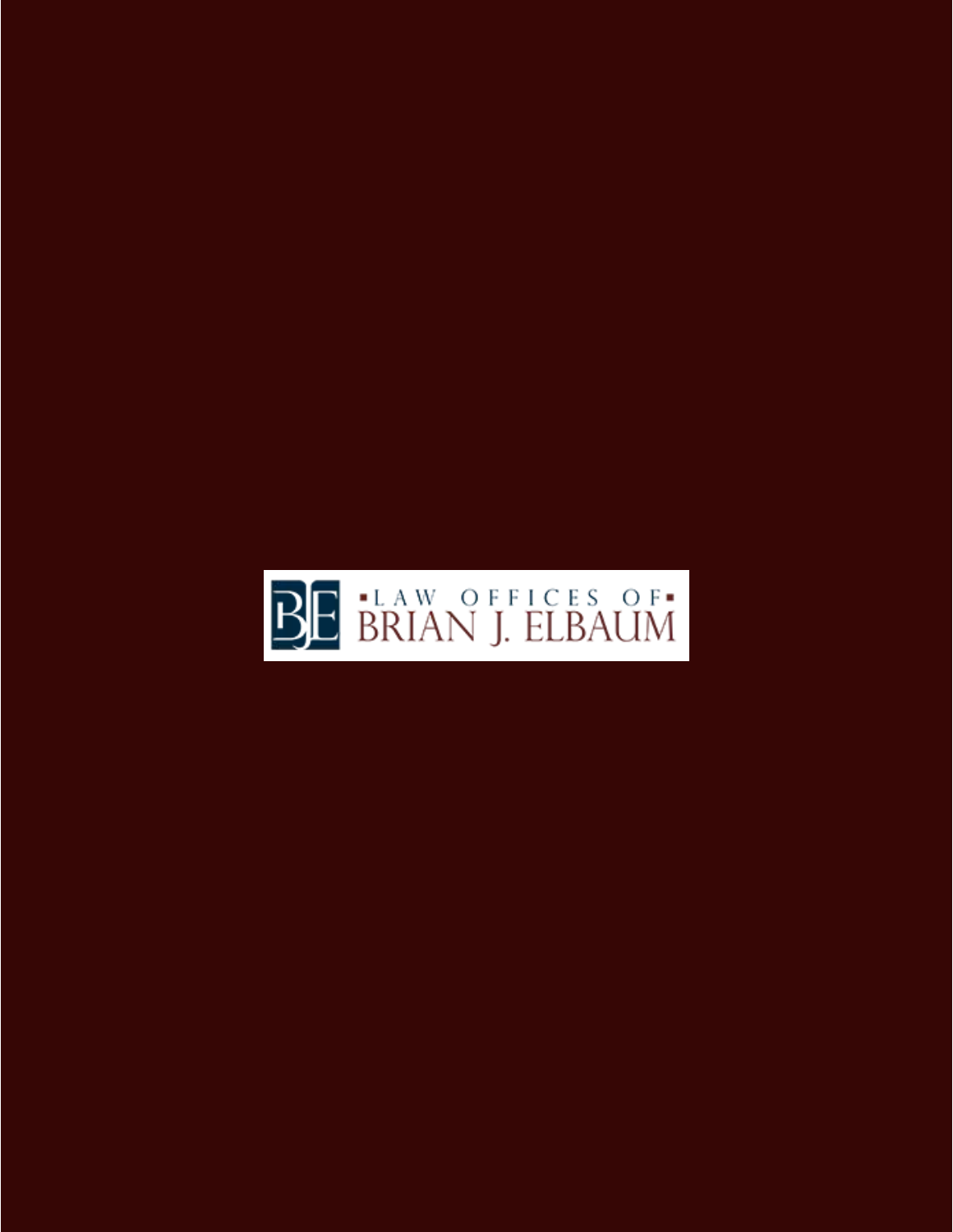LAW OFFICES OF
BRIAN J. ELBAUM